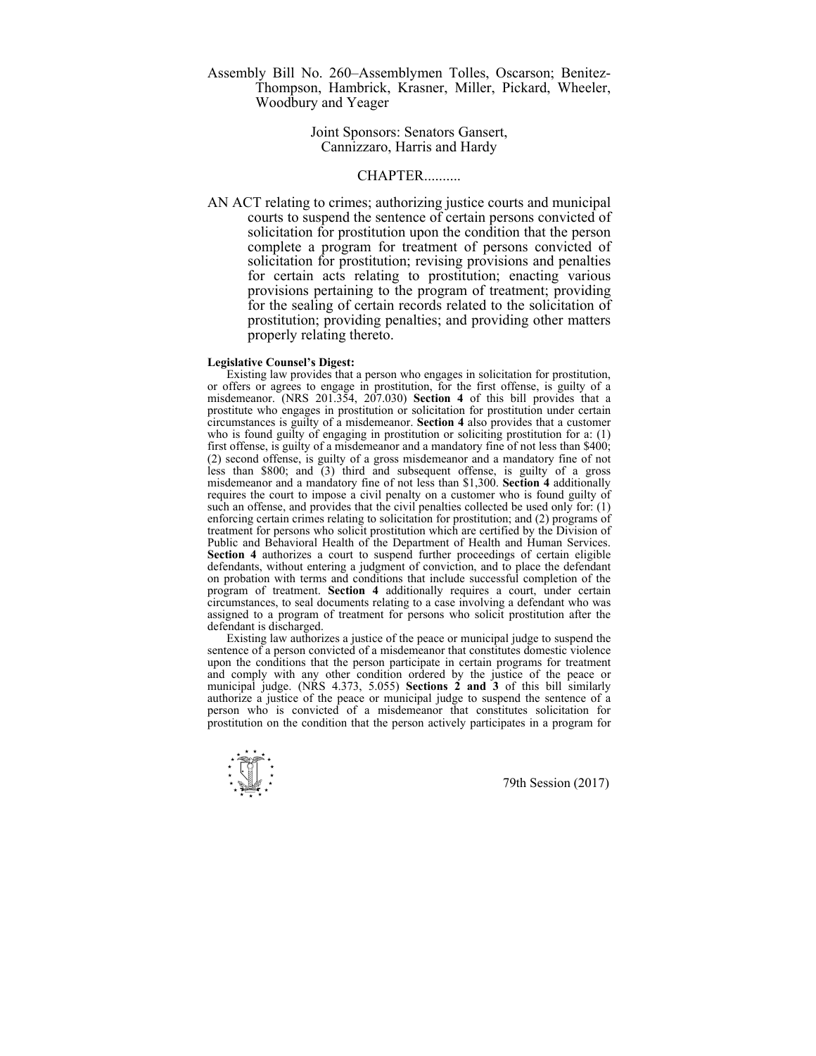Assembly Bill No. 260–Assemblymen Tolles, Oscarson; Benitez-Thompson, Hambrick, Krasner, Miller, Pickard, Wheeler, Woodbury and Yeager

Joint Sponsors: Senators Gansert, Cannizzaro, Harris and Hardy

CHAPTER..........

AN ACT relating to crimes; authorizing justice courts and municipal courts to suspend the sentence of certain persons convicted of solicitation for prostitution upon the condition that the person complete a program for treatment of persons convicted of solicitation for prostitution; revising provisions and penalties for certain acts relating to prostitution; enacting various provisions pertaining to the program of treatment; providing for the sealing of certain records related to the solicitation of prostitution; providing penalties; and providing other matters properly relating thereto.

**Legislative Counsel's Digest:**

Existing law provides that a person who engages in solicitation for prostitution, or offers or agrees to engage in prostitution, for the first offense, is guilty of a misdemeanor. (NRS 201.354, 207.030) **Section 4** of this bill provides that a prostitute who engages in prostitution or solicitation for prostitution under certain circumstances is guilty of a misdemeanor. **Section 4** also provides that a customer who is found guilty of engaging in prostitution or soliciting prostitution for a: (1) first offense, is guilty of a misdemeanor and a mandatory fine of not less than $400; (2) second offense, is guilty of a gross misdemeanor and a mandatory fine of not less than $800; and (3) third and subsequent offense, is guilty of a gross misdemeanor and a mandatory fine of not less than $1,300. **Section 4** additionally requires the court to impose a civil penalty on a customer who is found guilty of such an offense, and provides that the civil penalties collected be used only for: (1) enforcing certain crimes relating to solicitation for prostitution; and (2) programs of treatment for persons who solicit prostitution which are certified by the Division of Public and Behavioral Health of the Department of Health and Human Services. **Section 4** authorizes a court to suspend further proceedings of certain eligible defendants, without entering a judgment of conviction, and to place the defendant on probation with terms and conditions that include successful completion of the program of treatment. **Section 4** additionally requires a court, under certain circumstances, to seal documents relating to a case involving a defendant who was assigned to a program of treatment for persons who solicit prostitution after the defendant is discharged.

Existing law authorizes a justice of the peace or municipal judge to suspend the sentence of a person convicted of a misdemeanor that constitutes domestic violence upon the conditions that the person participate in certain programs for treatment and comply with any other condition ordered by the justice of the peace or municipal judge. (NRS 4.373, 5.055) **Sections 2 and 3** of this bill similarly authorize a justice of the peace or municipal judge to suspend the sentence of a person who is convicted of a misdemeanor that constitutes solicitation for prostitution on the condition that the person actively participates in a program for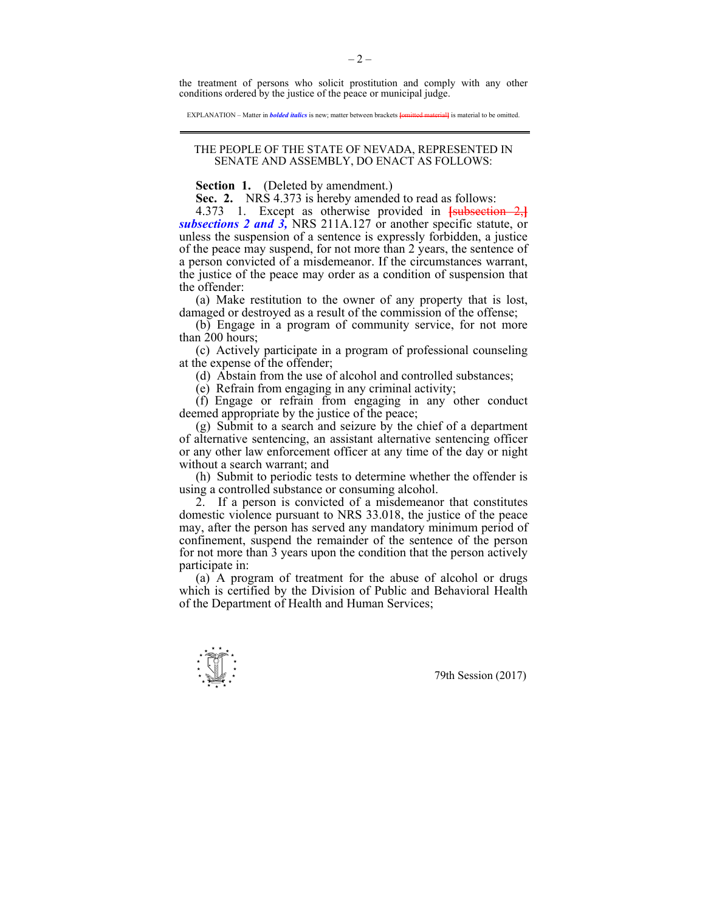the treatment of persons who solicit prostitution and comply with any other conditions ordered by the justice of the peace or municipal judge.

EXPLANATION – Matter in ***bolded italics*** is new; matter between brackets ~~[omitted material]~~ is material to be omitted.

---

THE PEOPLE OF THE STATE OF NEVADA, REPRESENTED IN SENATE AND ASSEMBLY, DO ENACT AS FOLLOWS:

**Section 1.** (Deleted by amendment.)

**Sec. 2.** NRS 4.373 is hereby amended to read as follows:

4.373 1. Except as otherwise provided in ~~[subsection 2,]~~ ***subsections 2 and 3,*** NRS 211A.127 or another specific statute, or unless the suspension of a sentence is expressly forbidden, a justice of the peace may suspend, for not more than 2 years, the sentence of a person convicted of a misdemeanor. If the circumstances warrant, the justice of the peace may order as a condition of suspension that the offender:

(a) Make restitution to the owner of any property that is lost, damaged or destroyed as a result of the commission of the offense;

(b) Engage in a program of community service, for not more than 200 hours;

(c) Actively participate in a program of professional counseling at the expense of the offender;

(d) Abstain from the use of alcohol and controlled substances;

(e) Refrain from engaging in any criminal activity;

(f) Engage or refrain from engaging in any other conduct deemed appropriate by the justice of the peace;

(g) Submit to a search and seizure by the chief of a department of alternative sentencing, an assistant alternative sentencing officer or any other law enforcement officer at any time of the day or night without a search warrant; and

(h) Submit to periodic tests to determine whether the offender is using a controlled substance or consuming alcohol.

2. If a person is convicted of a misdemeanor that constitutes domestic violence pursuant to NRS 33.018, the justice of the peace may, after the person has served any mandatory minimum period of confinement, suspend the remainder of the sentence of the person for not more than 3 years upon the condition that the person actively participate in:

(a) A program of treatment for the abuse of alcohol or drugs which is certified by the Division of Public and Behavioral Health of the Department of Health and Human Services;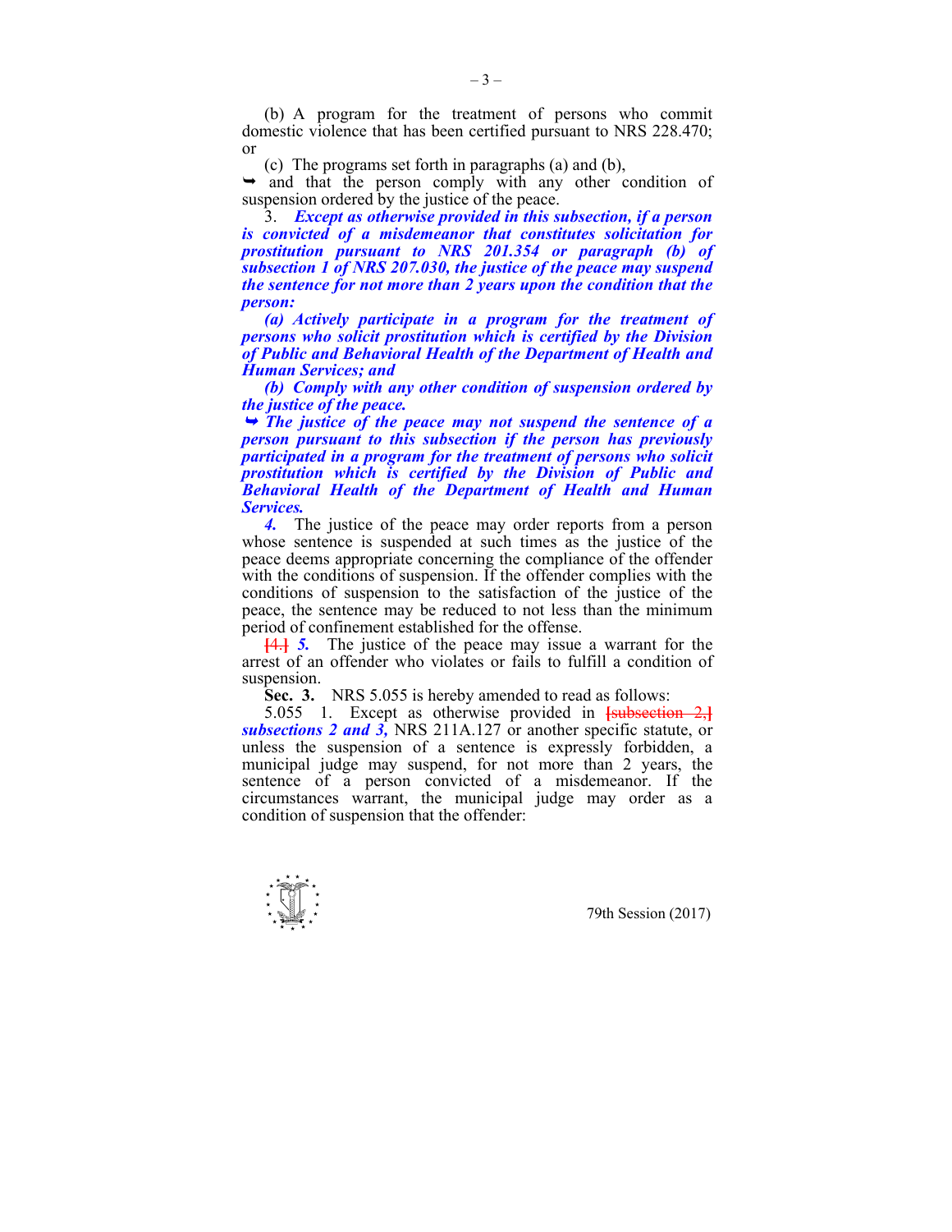(b) A program for the treatment of persons who commit domestic violence that has been certified pursuant to NRS 228.470; or

(c) The programs set forth in paragraphs (a) and (b),

➥ and that the person comply with any other condition of suspension ordered by the justice of the peace.

3. ***Except as otherwise provided in this subsection, if a person is convicted of a misdemeanor that constitutes solicitation for prostitution pursuant to NRS 201.354 or paragraph (b) of subsection 1 of NRS 207.030, the justice of the peace may suspend the sentence for not more than 2 years upon the condition that the person:***

***(a) Actively participate in a program for the treatment of persons who solicit prostitution which is certified by the Division of Public and Behavioral Health of the Department of Health and Human Services; and***

***(b) Comply with any other condition of suspension ordered by the justice of the peace.***

***➥ The justice of the peace may not suspend the sentence of a person pursuant to this subsection if the person has previously participated in a program for the treatment of persons who solicit prostitution which is certified by the Division of Public and Behavioral Health of the Department of Health and Human Services.***

***4.*** The justice of the peace may order reports from a person whose sentence is suspended at such times as the justice of the peace deems appropriate concerning the compliance of the offender with the conditions of suspension. If the offender complies with the conditions of suspension to the satisfaction of the justice of the peace, the sentence may be reduced to not less than the minimum period of confinement established for the offense.

~~[4.]~~ ***5.*** The justice of the peace may issue a warrant for the arrest of an offender who violates or fails to fulfill a condition of suspension.

**Sec. 3.** NRS 5.055 is hereby amended to read as follows:

5.055 1. Except as otherwise provided in ~~[subsection 2,]~~ ***subsections 2 and 3,*** NRS 211A.127 or another specific statute, or unless the suspension of a sentence is expressly forbidden, a municipal judge may suspend, for not more than 2 years, the sentence of a person convicted of a misdemeanor. If the circumstances warrant, the municipal judge may order as a condition of suspension that the offender: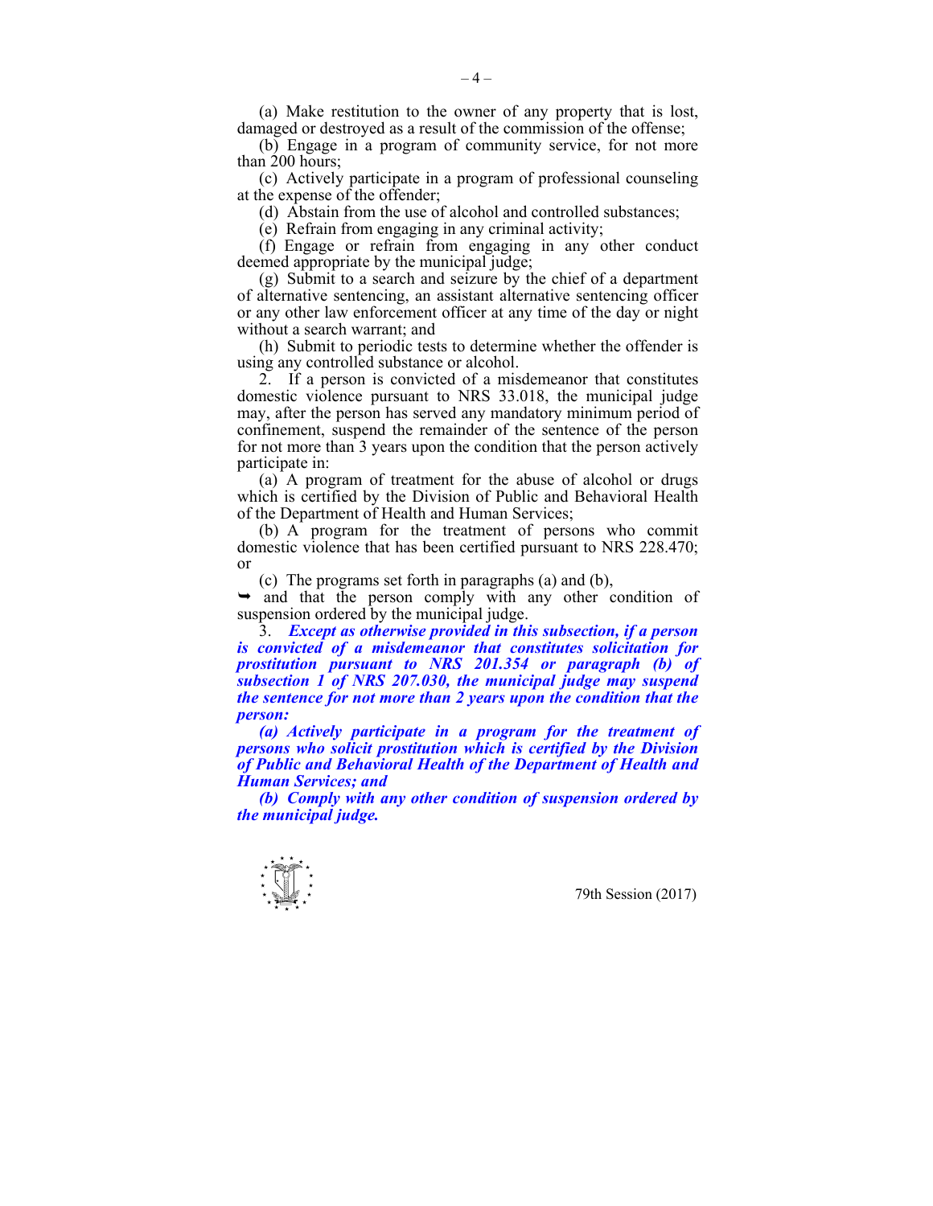(a) Make restitution to the owner of any property that is lost, damaged or destroyed as a result of the commission of the offense;

(b) Engage in a program of community service, for not more than 200 hours;

(c) Actively participate in a program of professional counseling at the expense of the offender;

(d) Abstain from the use of alcohol and controlled substances;

(e) Refrain from engaging in any criminal activity;

(f) Engage or refrain from engaging in any other conduct deemed appropriate by the municipal judge;

(g) Submit to a search and seizure by the chief of a department of alternative sentencing, an assistant alternative sentencing officer or any other law enforcement officer at any time of the day or night without a search warrant; and

(h) Submit to periodic tests to determine whether the offender is using any controlled substance or alcohol.

2. If a person is convicted of a misdemeanor that constitutes domestic violence pursuant to NRS 33.018, the municipal judge may, after the person has served any mandatory minimum period of confinement, suspend the remainder of the sentence of the person for not more than 3 years upon the condition that the person actively participate in:

(a) A program of treatment for the abuse of alcohol or drugs which is certified by the Division of Public and Behavioral Health of the Department of Health and Human Services;

(b) A program for the treatment of persons who commit domestic violence that has been certified pursuant to NRS 228.470; or

(c) The programs set forth in paragraphs (a) and (b),

➥ and that the person comply with any other condition of suspension ordered by the municipal judge.

3. ***Except as otherwise provided in this subsection, if a person is convicted of a misdemeanor that constitutes solicitation for prostitution pursuant to NRS 201.354 or paragraph (b) of subsection 1 of NRS 207.030, the municipal judge may suspend the sentence for not more than 2 years upon the condition that the person:***

***(a) Actively participate in a program for the treatment of persons who solicit prostitution which is certified by the Division of Public and Behavioral Health of the Department of Health and Human Services; and***

***(b) Comply with any other condition of suspension ordered by the municipal judge.***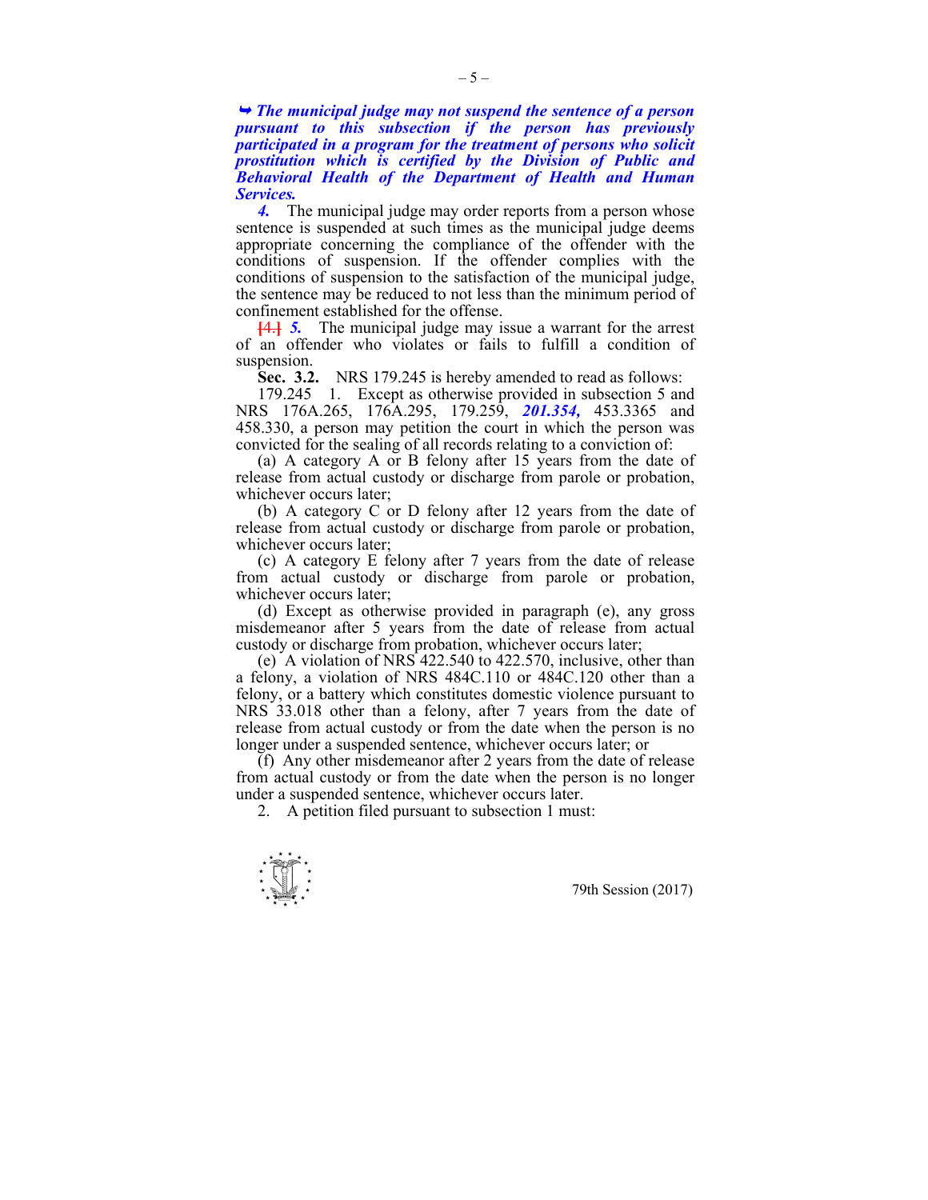➥ ***The municipal judge may not suspend the sentence of a person pursuant to this subsection if the person has previously participated in a program for the treatment of persons who solicit prostitution which is certified by the Division of Public and Behavioral Health of the Department of Health and Human Services.***

***4.*** The municipal judge may order reports from a person whose sentence is suspended at such times as the municipal judge deems appropriate concerning the compliance of the offender with the conditions of suspension. If the offender complies with the conditions of suspension to the satisfaction of the municipal judge, the sentence may be reduced to not less than the minimum period of confinement established for the offense.

[4.] ***5.*** The municipal judge may issue a warrant for the arrest of an offender who violates or fails to fulfill a condition of suspension.

**Sec. 3.2.** NRS 179.245 is hereby amended to read as follows:

179.245 1. Except as otherwise provided in subsection 5 and NRS 176A.265, 176A.295, 179.259, ***201.354,*** 453.3365 and 458.330, a person may petition the court in which the person was convicted for the sealing of all records relating to a conviction of:

(a) A category A or B felony after 15 years from the date of release from actual custody or discharge from parole or probation, whichever occurs later;

(b) A category C or D felony after 12 years from the date of release from actual custody or discharge from parole or probation, whichever occurs later;

(c) A category E felony after 7 years from the date of release from actual custody or discharge from parole or probation, whichever occurs later;

(d) Except as otherwise provided in paragraph (e), any gross misdemeanor after 5 years from the date of release from actual custody or discharge from probation, whichever occurs later;

(e) A violation of NRS 422.540 to 422.570, inclusive, other than a felony, a violation of NRS 484C.110 or 484C.120 other than a felony, or a battery which constitutes domestic violence pursuant to NRS 33.018 other than a felony, after 7 years from the date of release from actual custody or from the date when the person is no longer under a suspended sentence, whichever occurs later; or

(f) Any other misdemeanor after 2 years from the date of release from actual custody or from the date when the person is no longer under a suspended sentence, whichever occurs later.

2. A petition filed pursuant to subsection 1 must: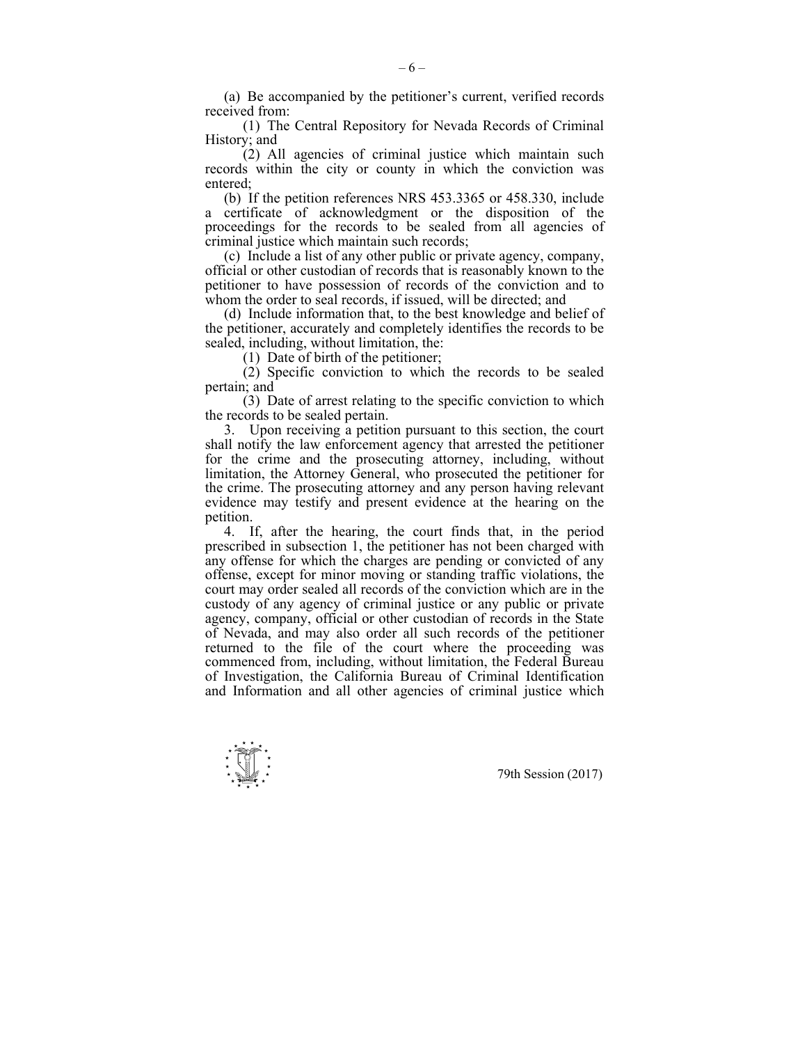(a) Be accompanied by the petitioner's current, verified records received from:

(1) The Central Repository for Nevada Records of Criminal History; and

(2) All agencies of criminal justice which maintain such records within the city or county in which the conviction was entered;

(b) If the petition references NRS 453.3365 or 458.330, include a certificate of acknowledgment or the disposition of the proceedings for the records to be sealed from all agencies of criminal justice which maintain such records;

(c) Include a list of any other public or private agency, company, official or other custodian of records that is reasonably known to the petitioner to have possession of records of the conviction and to whom the order to seal records, if issued, will be directed; and

(d) Include information that, to the best knowledge and belief of the petitioner, accurately and completely identifies the records to be sealed, including, without limitation, the:

(1) Date of birth of the petitioner;

(2) Specific conviction to which the records to be sealed pertain; and

(3) Date of arrest relating to the specific conviction to which the records to be sealed pertain.

3. Upon receiving a petition pursuant to this section, the court shall notify the law enforcement agency that arrested the petitioner for the crime and the prosecuting attorney, including, without limitation, the Attorney General, who prosecuted the petitioner for the crime. The prosecuting attorney and any person having relevant evidence may testify and present evidence at the hearing on the petition.

4. If, after the hearing, the court finds that, in the period prescribed in subsection 1, the petitioner has not been charged with any offense for which the charges are pending or convicted of any offense, except for minor moving or standing traffic violations, the court may order sealed all records of the conviction which are in the custody of any agency of criminal justice or any public or private agency, company, official or other custodian of records in the State of Nevada, and may also order all such records of the petitioner returned to the file of the court where the proceeding was commenced from, including, without limitation, the Federal Bureau of Investigation, the California Bureau of Criminal Identification and Information and all other agencies of criminal justice which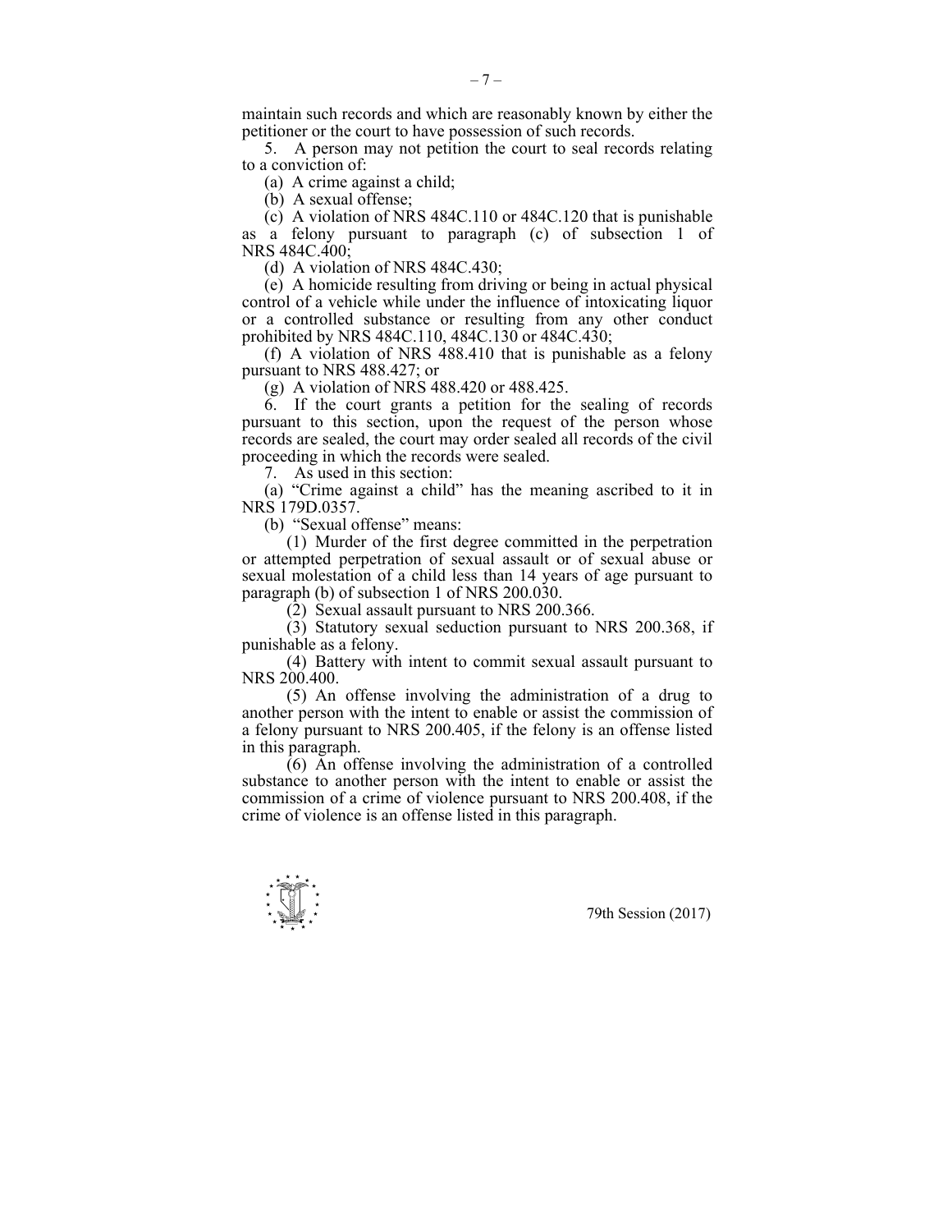maintain such records and which are reasonably known by either the petitioner or the court to have possession of such records.

5. A person may not petition the court to seal records relating to a conviction of:

(a) A crime against a child;

(b) A sexual offense;

(c) A violation of NRS 484C.110 or 484C.120 that is punishable as a felony pursuant to paragraph (c) of subsection 1 of NRS 484C.400;

(d) A violation of NRS 484C.430;

(e) A homicide resulting from driving or being in actual physical control of a vehicle while under the influence of intoxicating liquor or a controlled substance or resulting from any other conduct prohibited by NRS 484C.110, 484C.130 or 484C.430;

(f) A violation of NRS 488.410 that is punishable as a felony pursuant to NRS 488.427; or

(g) A violation of NRS 488.420 or 488.425.

6. If the court grants a petition for the sealing of records pursuant to this section, upon the request of the person whose records are sealed, the court may order sealed all records of the civil proceeding in which the records were sealed.

7. As used in this section:

(a) "Crime against a child" has the meaning ascribed to it in NRS 179D.0357.

(b) "Sexual offense" means:

(1) Murder of the first degree committed in the perpetration or attempted perpetration of sexual assault or of sexual abuse or sexual molestation of a child less than 14 years of age pursuant to paragraph (b) of subsection 1 of NRS 200.030.

(2) Sexual assault pursuant to NRS 200.366.

(3) Statutory sexual seduction pursuant to NRS 200.368, if punishable as a felony.

(4) Battery with intent to commit sexual assault pursuant to NRS 200.400.

(5) An offense involving the administration of a drug to another person with the intent to enable or assist the commission of a felony pursuant to NRS 200.405, if the felony is an offense listed in this paragraph.

(6) An offense involving the administration of a controlled substance to another person with the intent to enable or assist the commission of a crime of violence pursuant to NRS 200.408, if the crime of violence is an offense listed in this paragraph.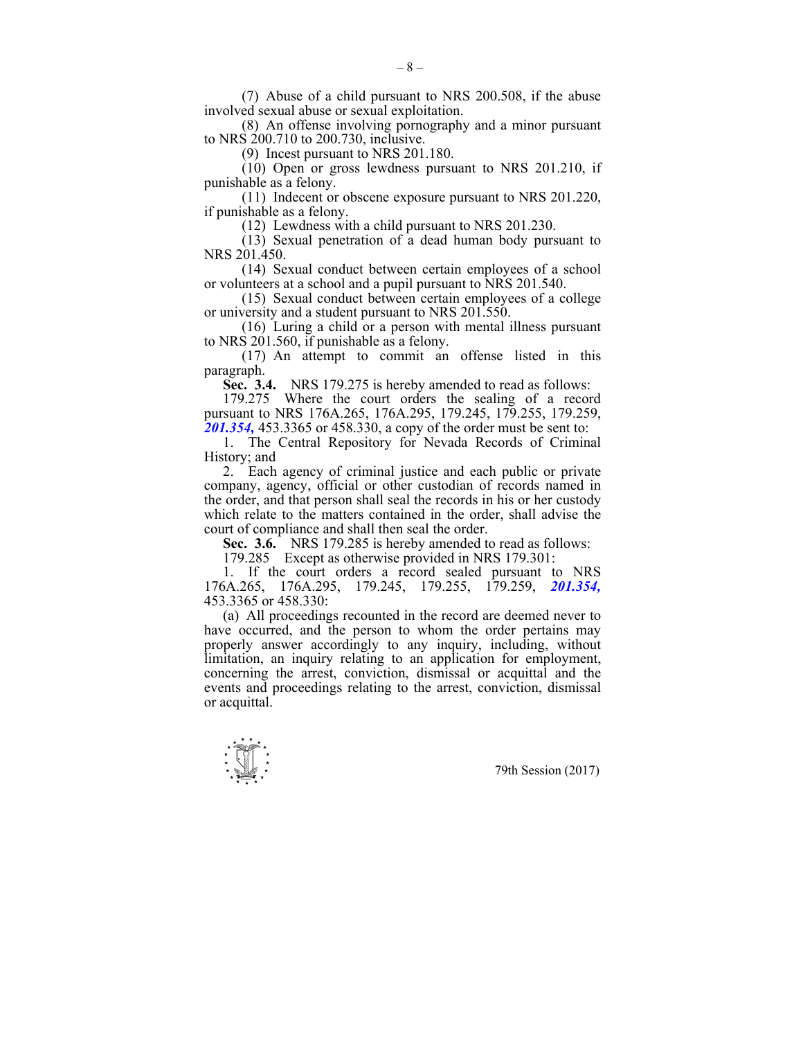(7) Abuse of a child pursuant to NRS 200.508, if the abuse involved sexual abuse or sexual exploitation.

(8) An offense involving pornography and a minor pursuant to NRS 200.710 to 200.730, inclusive.

(9) Incest pursuant to NRS 201.180.

(10) Open or gross lewdness pursuant to NRS 201.210, if punishable as a felony.

(11) Indecent or obscene exposure pursuant to NRS 201.220, if punishable as a felony.

(12) Lewdness with a child pursuant to NRS 201.230.

(13) Sexual penetration of a dead human body pursuant to NRS 201.450.

(14) Sexual conduct between certain employees of a school or volunteers at a school and a pupil pursuant to NRS 201.540.

(15) Sexual conduct between certain employees of a college or university and a student pursuant to NRS 201.550.

(16) Luring a child or a person with mental illness pursuant to NRS 201.560, if punishable as a felony.

(17) An attempt to commit an offense listed in this paragraph.

**Sec. 3.4.** NRS 179.275 is hereby amended to read as follows:

179.275 Where the court orders the sealing of a record pursuant to NRS 176A.265, 176A.295, 179.245, 179.255, 179.259, ***201.354,*** 453.3365 or 458.330, a copy of the order must be sent to:

1. The Central Repository for Nevada Records of Criminal History; and

2. Each agency of criminal justice and each public or private company, agency, official or other custodian of records named in the order, and that person shall seal the records in his or her custody which relate to the matters contained in the order, shall advise the court of compliance and shall then seal the order.

**Sec. 3.6.** NRS 179.285 is hereby amended to read as follows:

179.285 Except as otherwise provided in NRS 179.301:

1. If the court orders a record sealed pursuant to NRS 176A.265, 176A.295, 179.245, 179.255, 179.259, ***201.354,*** 453.3365 or 458.330:

(a) All proceedings recounted in the record are deemed never to have occurred, and the person to whom the order pertains may properly answer accordingly to any inquiry, including, without limitation, an inquiry relating to an application for employment, concerning the arrest, conviction, dismissal or acquittal and the events and proceedings relating to the arrest, conviction, dismissal or acquittal.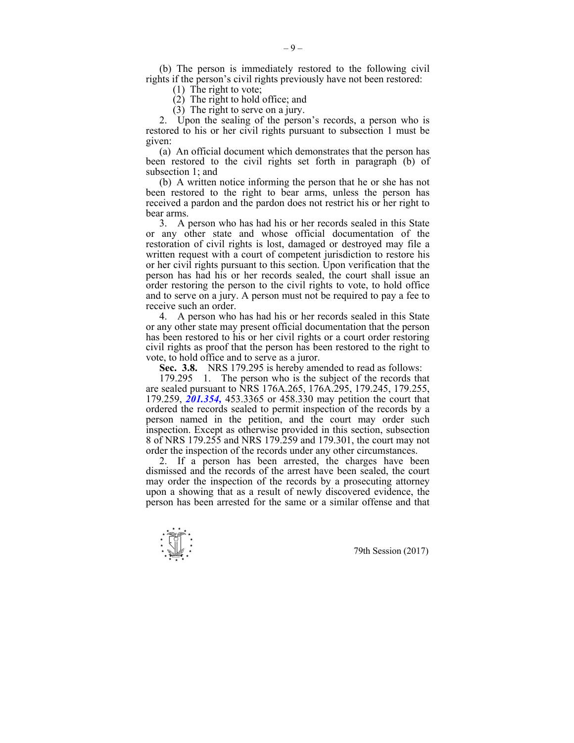(b) The person is immediately restored to the following civil rights if the person's civil rights previously have not been restored:

(1) The right to vote;

(2) The right to hold office; and

(3) The right to serve on a jury.

2. Upon the sealing of the person's records, a person who is restored to his or her civil rights pursuant to subsection 1 must be given:

(a) An official document which demonstrates that the person has been restored to the civil rights set forth in paragraph (b) of subsection 1; and

(b) A written notice informing the person that he or she has not been restored to the right to bear arms, unless the person has received a pardon and the pardon does not restrict his or her right to bear arms.

3. A person who has had his or her records sealed in this State or any other state and whose official documentation of the restoration of civil rights is lost, damaged or destroyed may file a written request with a court of competent jurisdiction to restore his or her civil rights pursuant to this section. Upon verification that the person has had his or her records sealed, the court shall issue an order restoring the person to the civil rights to vote, to hold office and to serve on a jury. A person must not be required to pay a fee to receive such an order.

4. A person who has had his or her records sealed in this State or any other state may present official documentation that the person has been restored to his or her civil rights or a court order restoring civil rights as proof that the person has been restored to the right to vote, to hold office and to serve as a juror.

**Sec. 3.8.** NRS 179.295 is hereby amended to read as follows:

179.295 1. The person who is the subject of the records that are sealed pursuant to NRS 176A.265, 176A.295, 179.245, 179.255, 179.259, ***201.354,*** 453.3365 or 458.330 may petition the court that ordered the records sealed to permit inspection of the records by a person named in the petition, and the court may order such inspection. Except as otherwise provided in this section, subsection 8 of NRS 179.255 and NRS 179.259 and 179.301, the court may not order the inspection of the records under any other circumstances.

2. If a person has been arrested, the charges have been dismissed and the records of the arrest have been sealed, the court may order the inspection of the records by a prosecuting attorney upon a showing that as a result of newly discovered evidence, the person has been arrested for the same or a similar offense and that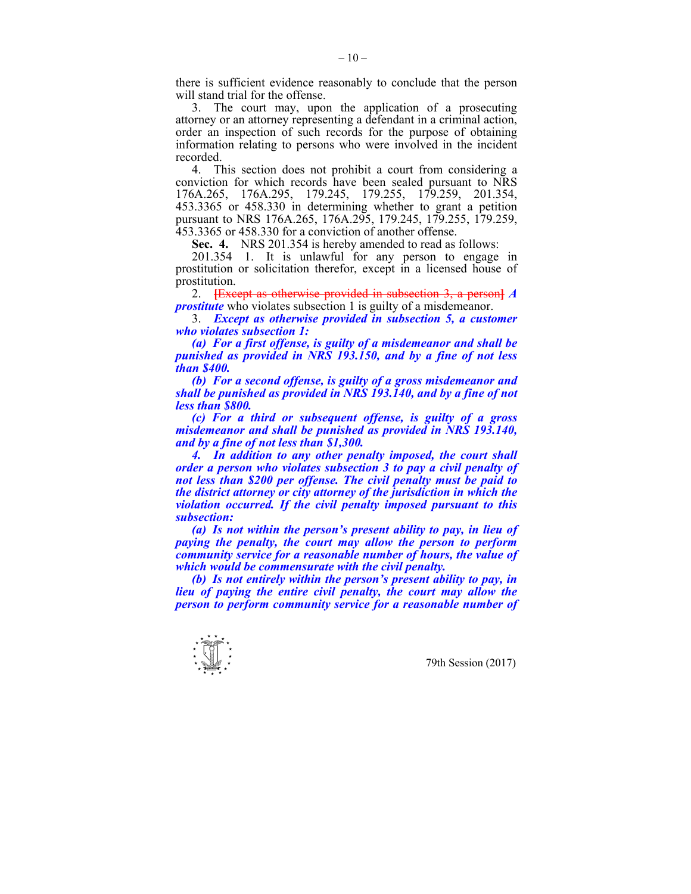there is sufficient evidence reasonably to conclude that the person will stand trial for the offense.

3. The court may, upon the application of a prosecuting attorney or an attorney representing a defendant in a criminal action, order an inspection of such records for the purpose of obtaining information relating to persons who were involved in the incident recorded.

4. This section does not prohibit a court from considering a conviction for which records have been sealed pursuant to NRS 176A.265, 176A.295, 179.245, 179.255, 179.259, 201.354, 453.3365 or 458.330 in determining whether to grant a petition pursuant to NRS 176A.265, 176A.295, 179.245, 179.255, 179.259, 453.3365 or 458.330 for a conviction of another offense.

**Sec. 4.** NRS 201.354 is hereby amended to read as follows:

201.354 1. It is unlawful for any person to engage in prostitution or solicitation therefor, except in a licensed house of prostitution.

2. ~~[Except as otherwise provided in subsection 3, a person]~~ ***A prostitute*** who violates subsection 1 is guilty of a misdemeanor.

3. ***Except as otherwise provided in subsection 5, a customer who violates subsection 1:***

***(a) For a first offense, is guilty of a misdemeanor and shall be punished as provided in NRS 193.150, and by a fine of not less than $400.***

***(b) For a second offense, is guilty of a gross misdemeanor and shall be punished as provided in NRS 193.140, and by a fine of not less than $800.***

***(c) For a third or subsequent offense, is guilty of a gross misdemeanor and shall be punished as provided in NRS 193.140, and by a fine of not less than $1,300.***

***4. In addition to any other penalty imposed, the court shall order a person who violates subsection 3 to pay a civil penalty of not less than $200 per offense. The civil penalty must be paid to the district attorney or city attorney of the jurisdiction in which the violation occurred. If the civil penalty imposed pursuant to this subsection:***

***(a) Is not within the person's present ability to pay, in lieu of paying the penalty, the court may allow the person to perform community service for a reasonable number of hours, the value of which would be commensurate with the civil penalty.***

***(b) Is not entirely within the person's present ability to pay, in lieu of paying the entire civil penalty, the court may allow the person to perform community service for a reasonable number of***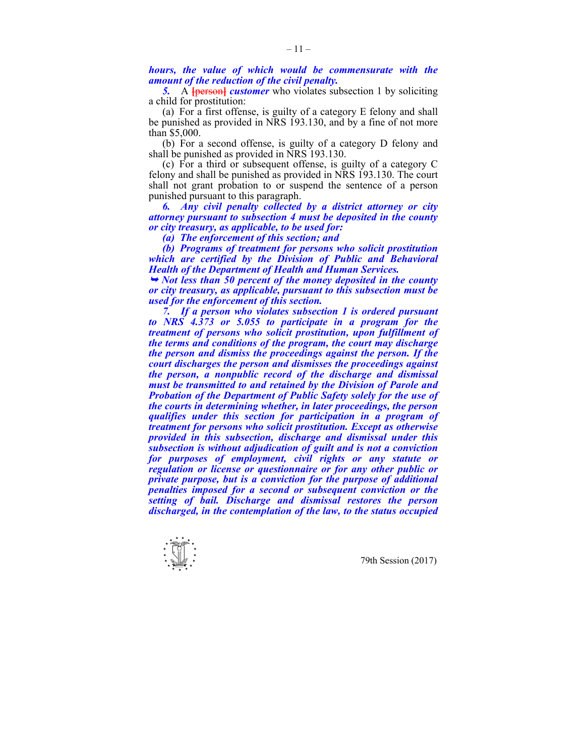***hours, the value of which would be commensurate with the amount of the reduction of the civil penalty.***

***5.*** A ~~[person]~~ ***customer*** who violates subsection 1 by soliciting a child for prostitution:

(a) For a first offense, is guilty of a category E felony and shall be punished as provided in NRS 193.130, and by a fine of not more than $5,000.

(b) For a second offense, is guilty of a category D felony and shall be punished as provided in NRS 193.130.

(c) For a third or subsequent offense, is guilty of a category C felony and shall be punished as provided in NRS 193.130. The court shall not grant probation to or suspend the sentence of a person punished pursuant to this paragraph.

***6. Any civil penalty collected by a district attorney or city attorney pursuant to subsection 4 must be deposited in the county or city treasury, as applicable, to be used for:***

***(a) The enforcement of this section; and***

***(b) Programs of treatment for persons who solicit prostitution which are certified by the Division of Public and Behavioral Health of the Department of Health and Human Services.***

***➥ Not less than 50 percent of the money deposited in the county or city treasury, as applicable, pursuant to this subsection must be used for the enforcement of this section.***

***7. If a person who violates subsection 1 is ordered pursuant to NRS 4.373 or 5.055 to participate in a program for the treatment of persons who solicit prostitution, upon fulfillment of the terms and conditions of the program, the court may discharge the person and dismiss the proceedings against the person. If the court discharges the person and dismisses the proceedings against the person, a nonpublic record of the discharge and dismissal must be transmitted to and retained by the Division of Parole and Probation of the Department of Public Safety solely for the use of the courts in determining whether, in later proceedings, the person qualifies under this section for participation in a program of treatment for persons who solicit prostitution. Except as otherwise provided in this subsection, discharge and dismissal under this subsection is without adjudication of guilt and is not a conviction for purposes of employment, civil rights or any statute or regulation or license or questionnaire or for any other public or private purpose, but is a conviction for the purpose of additional penalties imposed for a second or subsequent conviction or the setting of bail. Discharge and dismissal restores the person discharged, in the contemplation of the law, to the status occupied***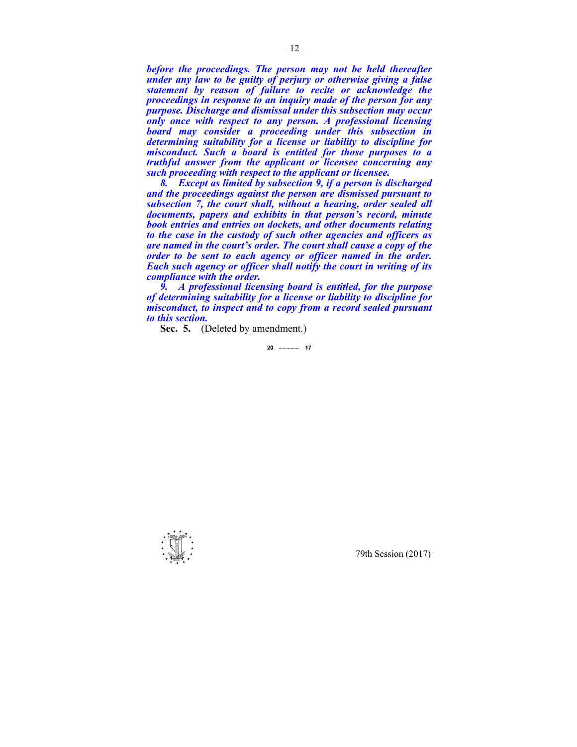***before the proceedings. The person may not be held thereafter under any law to be guilty of perjury or otherwise giving a false statement by reason of failure to recite or acknowledge the proceedings in response to an inquiry made of the person for any purpose. Discharge and dismissal under this subsection may occur only once with respect to any person. A professional licensing board may consider a proceeding under this subsection in determining suitability for a license or liability to discipline for misconduct. Such a board is entitled for those purposes to a truthful answer from the applicant or licensee concerning any such proceeding with respect to the applicant or licensee.***

***8. Except as limited by subsection 9, if a person is discharged and the proceedings against the person are dismissed pursuant to subsection 7, the court shall, without a hearing, order sealed all documents, papers and exhibits in that person's record, minute book entries and entries on dockets, and other documents relating to the case in the custody of such other agencies and officers as are named in the court's order. The court shall cause a copy of the order to be sent to each agency or officer named in the order. Each such agency or officer shall notify the court in writing of its compliance with the order.***

***9. A professional licensing board is entitled, for the purpose of determining suitability for a license or liability to discipline for misconduct, to inspect and to copy from a record sealed pursuant to this section.***

**Sec. 5.** (Deleted by amendment.)

20 ~~~~~ 17